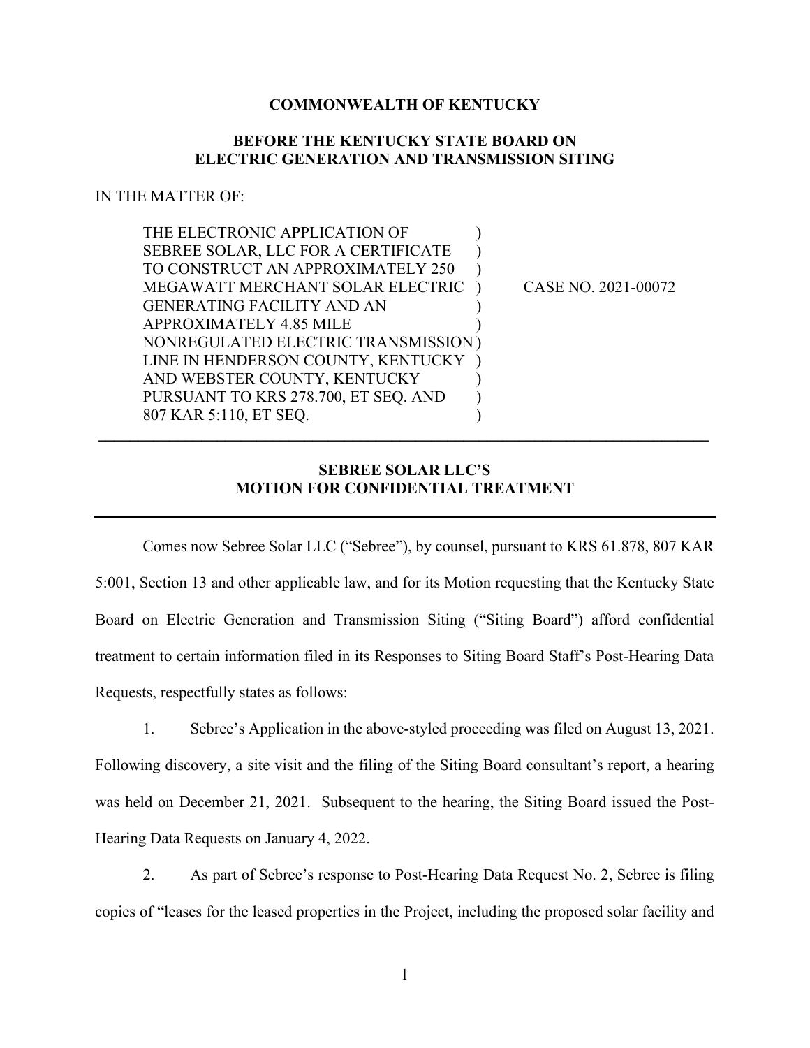**COMMONWEALTH OF KENTUCKY**

**BEFORE THE KENTUCKY STATE BOARD ON ELECTRIC GENERATION AND TRANSMISSION SITING**

IN THE MATTER OF:

| | | |
|---|---|---|
| THE ELECTRONIC APPLICATION OF SEBREE SOLAR, LLC FOR A CERTIFICATE TO CONSTRUCT AN APPROXIMATELY 250 MEGAWATT MERCHANT SOLAR ELECTRIC GENERATING FACILITY AND AN APPROXIMATELY 4.85 MILE NONREGULATED ELECTRIC TRANSMISSION LINE IN HENDERSON COUNTY, KENTUCKY AND WEBSTER COUNTY, KENTUCKY PURSUANT TO KRS 278.700, ET SEQ. AND 807 KAR 5:110, ET SEQ. | ) | CASE NO. 2021-00072 |

---

**SEBREE SOLAR LLC'S MOTION FOR CONFIDENTIAL TREATMENT**

---

Comes now Sebree Solar LLC ("Sebree"), by counsel, pursuant to KRS 61.878, 807 KAR 5:001, Section 13 and other applicable law, and for its Motion requesting that the Kentucky State Board on Electric Generation and Transmission Siting ("Siting Board") afford confidential treatment to certain information filed in its Responses to Siting Board Staff's Post-Hearing Data Requests, respectfully states as follows:

1. Sebree's Application in the above-styled proceeding was filed on August 13, 2021. Following discovery, a site visit and the filing of the Siting Board consultant's report, a hearing was held on December 21, 2021. Subsequent to the hearing, the Siting Board issued the Post-Hearing Data Requests on January 4, 2022.

2. As part of Sebree's response to Post-Hearing Data Request No. 2, Sebree is filing copies of "leases for the leased properties in the Project, including the proposed solar facility and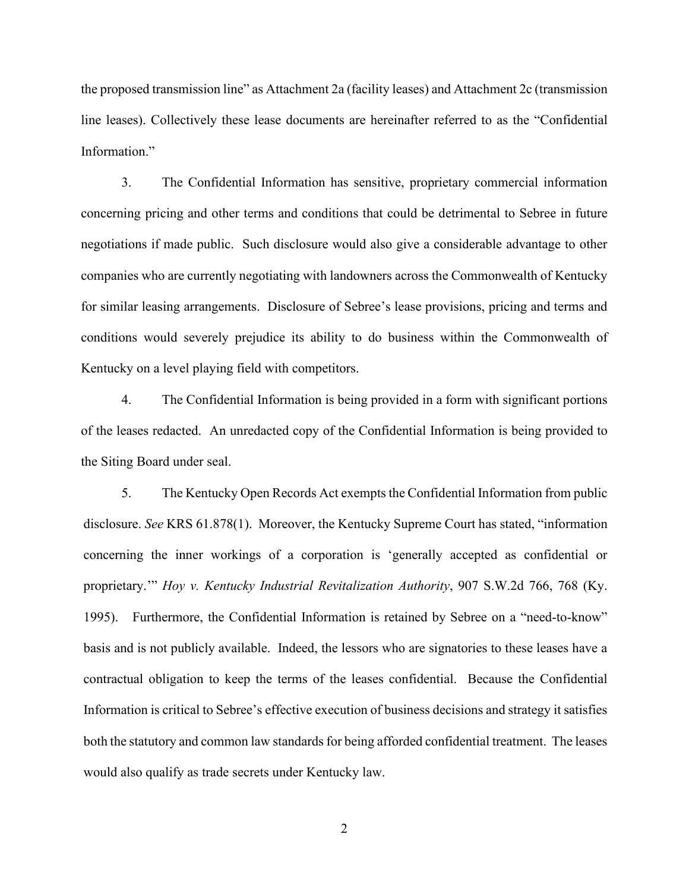the proposed transmission line" as Attachment 2a (facility leases) and Attachment 2c (transmission line leases). Collectively these lease documents are hereinafter referred to as the "Confidential Information."

3. The Confidential Information has sensitive, proprietary commercial information concerning pricing and other terms and conditions that could be detrimental to Sebree in future negotiations if made public. Such disclosure would also give a considerable advantage to other companies who are currently negotiating with landowners across the Commonwealth of Kentucky for similar leasing arrangements. Disclosure of Sebree's lease provisions, pricing and terms and conditions would severely prejudice its ability to do business within the Commonwealth of Kentucky on a level playing field with competitors.

4. The Confidential Information is being provided in a form with significant portions of the leases redacted. An unredacted copy of the Confidential Information is being provided to the Siting Board under seal.

5. The Kentucky Open Records Act exempts the Confidential Information from public disclosure. *See* KRS 61.878(1). Moreover, the Kentucky Supreme Court has stated, "information concerning the inner workings of a corporation is 'generally accepted as confidential or proprietary.'" *Hoy v. Kentucky Industrial Revitalization Authority*, 907 S.W.2d 766, 768 (Ky. 1995). Furthermore, the Confidential Information is retained by Sebree on a "need-to-know" basis and is not publicly available. Indeed, the lessors who are signatories to these leases have a contractual obligation to keep the terms of the leases confidential. Because the Confidential Information is critical to Sebree's effective execution of business decisions and strategy it satisfies both the statutory and common law standards for being afforded confidential treatment. The leases would also qualify as trade secrets under Kentucky law.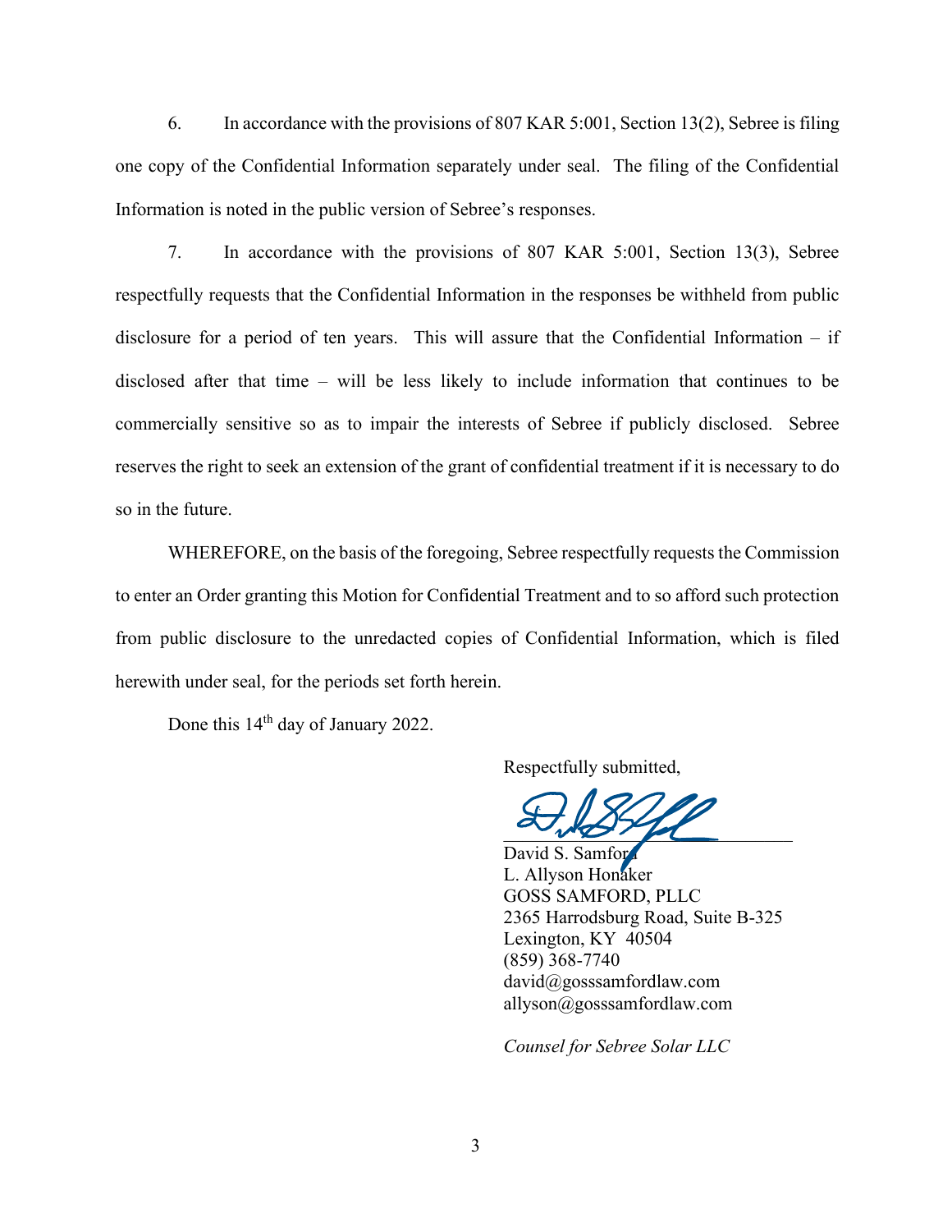6. In accordance with the provisions of 807 KAR 5:001, Section 13(2), Sebree is filing one copy of the Confidential Information separately under seal. The filing of the Confidential Information is noted in the public version of Sebree's responses.

7. In accordance with the provisions of 807 KAR 5:001, Section 13(3), Sebree respectfully requests that the Confidential Information in the responses be withheld from public disclosure for a period of ten years. This will assure that the Confidential Information – if disclosed after that time – will be less likely to include information that continues to be commercially sensitive so as to impair the interests of Sebree if publicly disclosed. Sebree reserves the right to seek an extension of the grant of confidential treatment if it is necessary to do so in the future.

WHEREFORE, on the basis of the foregoing, Sebree respectfully requests the Commission to enter an Order granting this Motion for Confidential Treatment and to so afford such protection from public disclosure to the unredacted copies of Confidential Information, which is filed herewith under seal, for the periods set forth herein.

Done this 14th day of January 2022.

Respectfully submitted,

David S. Samford
L. Allyson Honaker
GOSS SAMFORD, PLLC
2365 Harrodsburg Road, Suite B-325
Lexington, KY 40504
(859) 368-7740
david@gosssamfordlaw.com
allyson@gosssamfordlaw.com

*Counsel for Sebree Solar LLC*